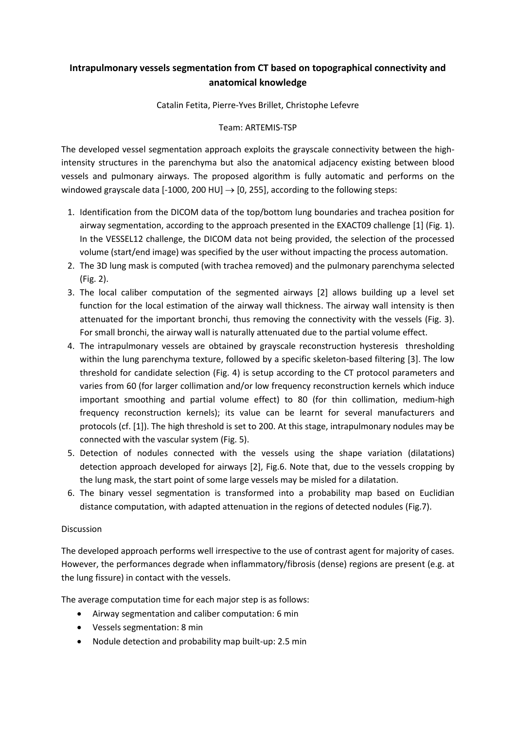# Intrapulmonary vessels segmentation from CT based on topographical connectivity and anatomical knowledge

Catalin Fetita, Pierre-Yves Brillet, Christophe Lefevre

Team: ARTEMIS-TSP

The developed vessel segmentation approach exploits the grayscale connectivity between the high-intensity structures in the parenchyma but also the anatomical adjacency existing between blood vessels and pulmonary airways. The proposed algorithm is fully automatic and performs on the windowed grayscale data [-1000, 200 HU] $\rightarrow$ [0, 255], according to the following steps:

1. Identification from the DICOM data of the top/bottom lung boundaries and trachea position for airway segmentation, according to the approach presented in the EXACT09 challenge [1] (Fig. 1). In the VESSEL12 challenge, the DICOM data not being provided, the selection of the processed volume (start/end image) was specified by the user without impacting the process automation.
2. The 3D lung mask is computed (with trachea removed) and the pulmonary parenchyma selected (Fig. 2).
3. The local caliber computation of the segmented airways [2] allows building up a level set function for the local estimation of the airway wall thickness. The airway wall intensity is then attenuated for the important bronchi, thus removing the connectivity with the vessels (Fig. 3). For small bronchi, the airway wall is naturally attenuated due to the partial volume effect.
4. The intrapulmonary vessels are obtained by grayscale reconstruction hysteresis thresholding within the lung parenchyma texture, followed by a specific skeleton-based filtering [3]. The low threshold for candidate selection (Fig. 4) is setup according to the CT protocol parameters and varies from 60 (for larger collimation and/or low frequency reconstruction kernels which induce important smoothing and partial volume effect) to 80 (for thin collimation, medium-high frequency reconstruction kernels); its value can be learnt for several manufacturers and protocols (cf. [1]). The high threshold is set to 200. At this stage, intrapulmonary nodules may be connected with the vascular system (Fig. 5).
5. Detection of nodules connected with the vessels using the shape variation (dilatations) detection approach developed for airways [2], Fig.6. Note that, due to the vessels cropping by the lung mask, the start point of some large vessels may be misled for a dilatation.
6. The binary vessel segmentation is transformed into a probability map based on Euclidian distance computation, with adapted attenuation in the regions of detected nodules (Fig.7).

Discussion

The developed approach performs well irrespective to the use of contrast agent for majority of cases. However, the performances degrade when inflammatory/fibrosis (dense) regions are present (e.g. at the lung fissure) in contact with the vessels.

The average computation time for each major step is as follows:

- Airway segmentation and caliber computation: 6 min
- Vessels segmentation: 8 min
- Nodule detection and probability map built-up: 2.5 min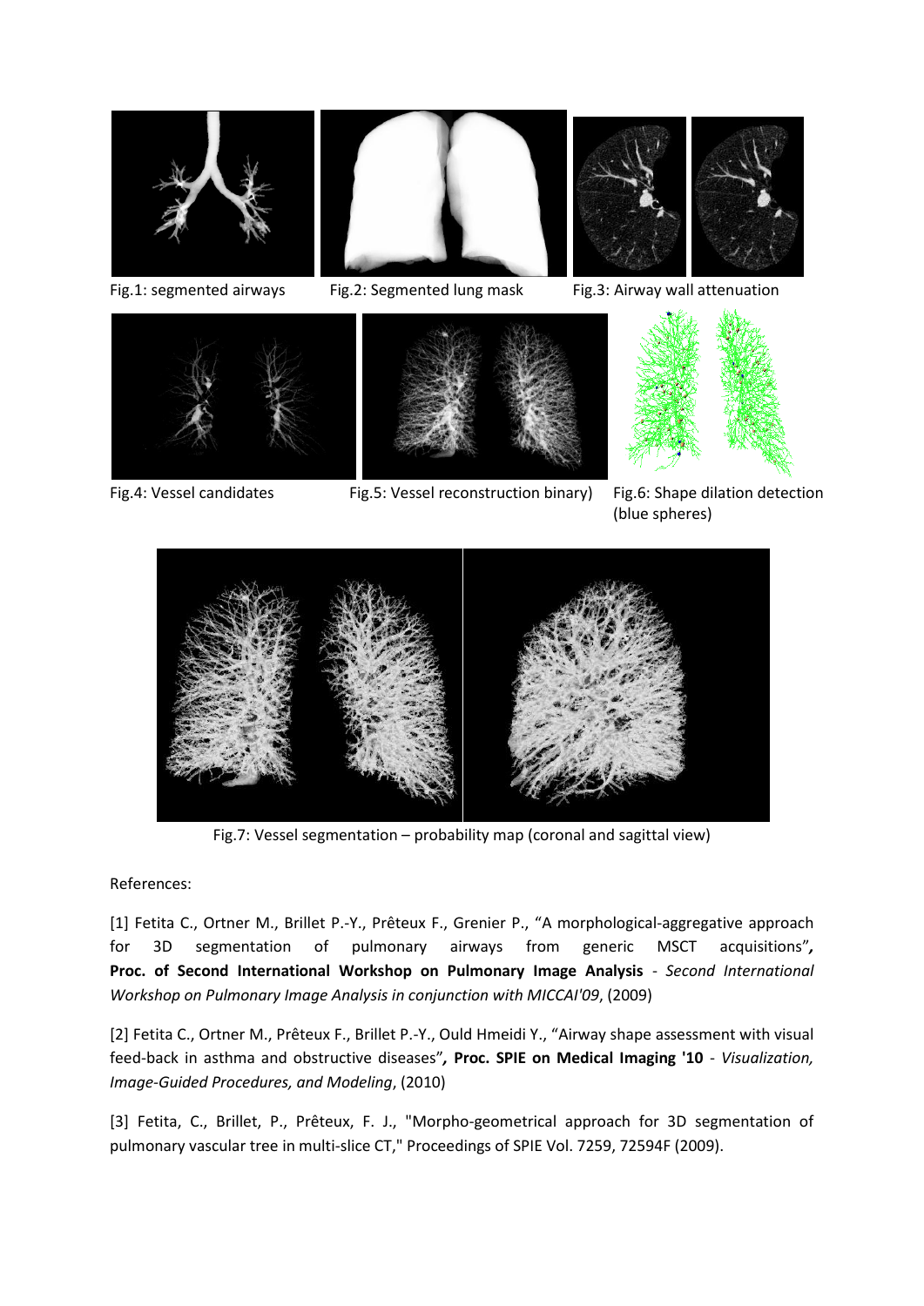Fig.1: segmented airways

Fig.2: Segmented lung mask

Fig.3: Airway wall attenuation

Fig.4: Vessel candidates

Fig.5: Vessel reconstruction binary)

Fig.6: Shape dilation detection (blue spheres)

Fig.7: Vessel segmentation – probability map (coronal and sagittal view)

References:

[1] Fetita C., Ortner M., Brillet P.-Y., Prêteux F., Grenier P., "A morphological-aggregative approach for 3D segmentation of pulmonary airways from generic MSCT acquisitions"**,** **Proc. of Second International Workshop on Pulmonary Image Analysis** - *Second International Workshop on Pulmonary Image Analysis in conjunction with MICCAI'09*, (2009)

[2] Fetita C., Ortner M., Prêteux F., Brillet P.-Y., Ould Hmeidi Y., "Airway shape assessment with visual feed-back in asthma and obstructive diseases"**, Proc. SPIE on Medical Imaging '10** - *Visualization, Image-Guided Procedures, and Modeling*, (2010)

[3] Fetita, C., Brillet, P., Prêteux, F. J., "Morpho-geometrical approach for 3D segmentation of pulmonary vascular tree in multi-slice CT," Proceedings of SPIE Vol. 7259, 72594F (2009).